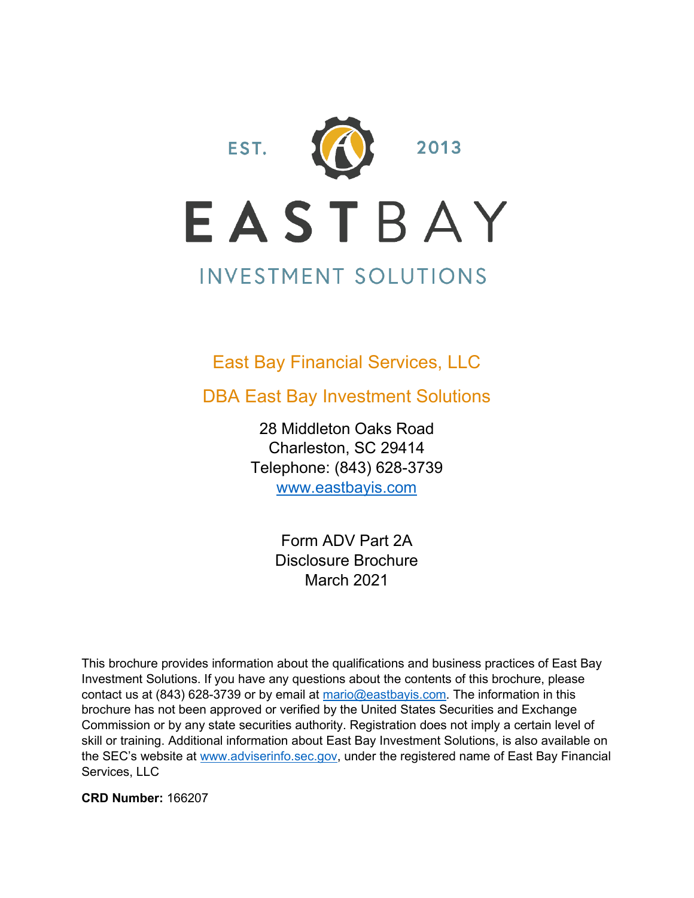EST. 2013

# EASTBAY

## INVESTMENT SOLUTIONS

East Bay Financial Services, LLC

DBA East Bay Investment Solutions

28 Middleton Oaks Road
Charleston, SC 29414
Telephone: (843) 628-3739
www.eastbayis.com

Form ADV Part 2A
Disclosure Brochure
March 2021

This brochure provides information about the qualifications and business practices of East Bay Investment Solutions. If you have any questions about the contents of this brochure, please contact us at (843) 628-3739 or by email at mario@eastbayis.com. The information in this brochure has not been approved or verified by the United States Securities and Exchange Commission or by any state securities authority. Registration does not imply a certain level of skill or training. Additional information about East Bay Investment Solutions, is also available on the SEC's website at www.adviserinfo.sec.gov, under the registered name of East Bay Financial Services, LLC

**CRD Number:** 166207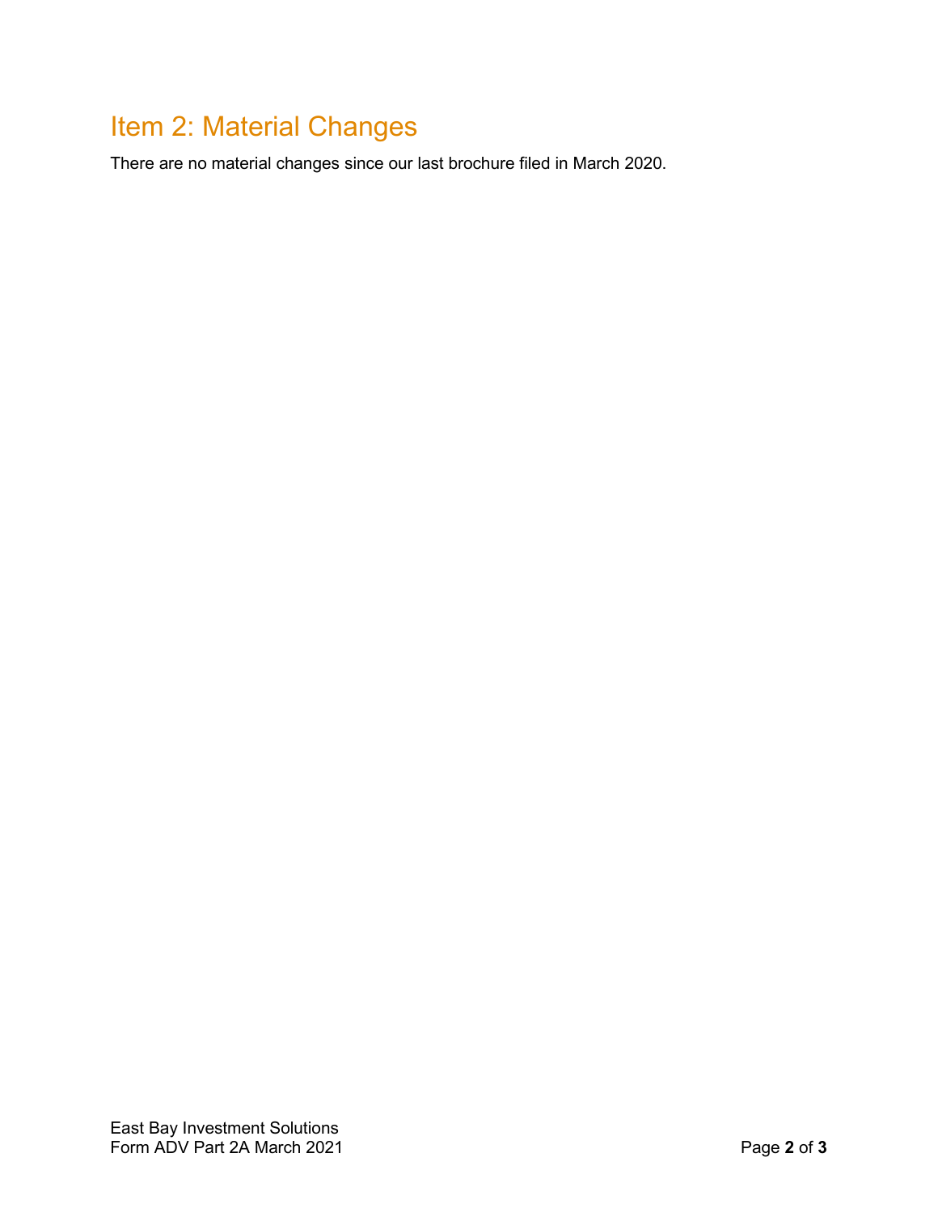## Item 2: Material Changes

There are no material changes since our last brochure filed in March 2020.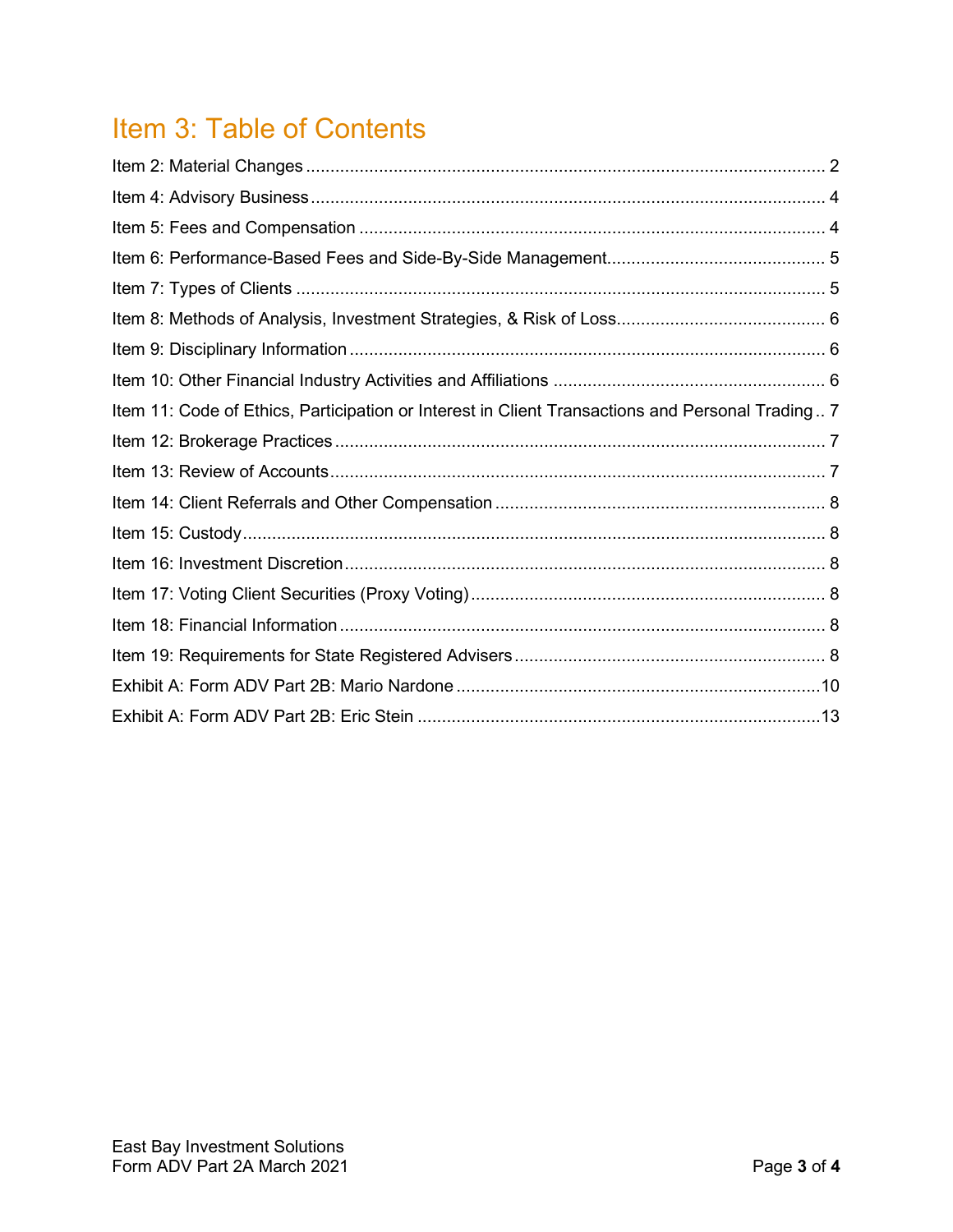# Item 3: Table of Contents

Item 2: Material Changes ..... 2
Item 4: Advisory Business ..... 4
Item 5: Fees and Compensation ..... 4
Item 6: Performance-Based Fees and Side-By-Side Management ..... 5
Item 7: Types of Clients ..... 5
Item 8: Methods of Analysis, Investment Strategies, & Risk of Loss ..... 6
Item 9: Disciplinary Information ..... 6
Item 10: Other Financial Industry Activities and Affiliations ..... 6
Item 11: Code of Ethics, Participation or Interest in Client Transactions and Personal Trading ..... 7
Item 12: Brokerage Practices ..... 7
Item 13: Review of Accounts ..... 7
Item 14: Client Referrals and Other Compensation ..... 8
Item 15: Custody ..... 8
Item 16: Investment Discretion ..... 8
Item 17: Voting Client Securities (Proxy Voting) ..... 8
Item 18: Financial Information ..... 8
Item 19: Requirements for State Registered Advisers ..... 8
Exhibit A: Form ADV Part 2B: Mario Nardone ..... 10
Exhibit A: Form ADV Part 2B: Eric Stein ..... 13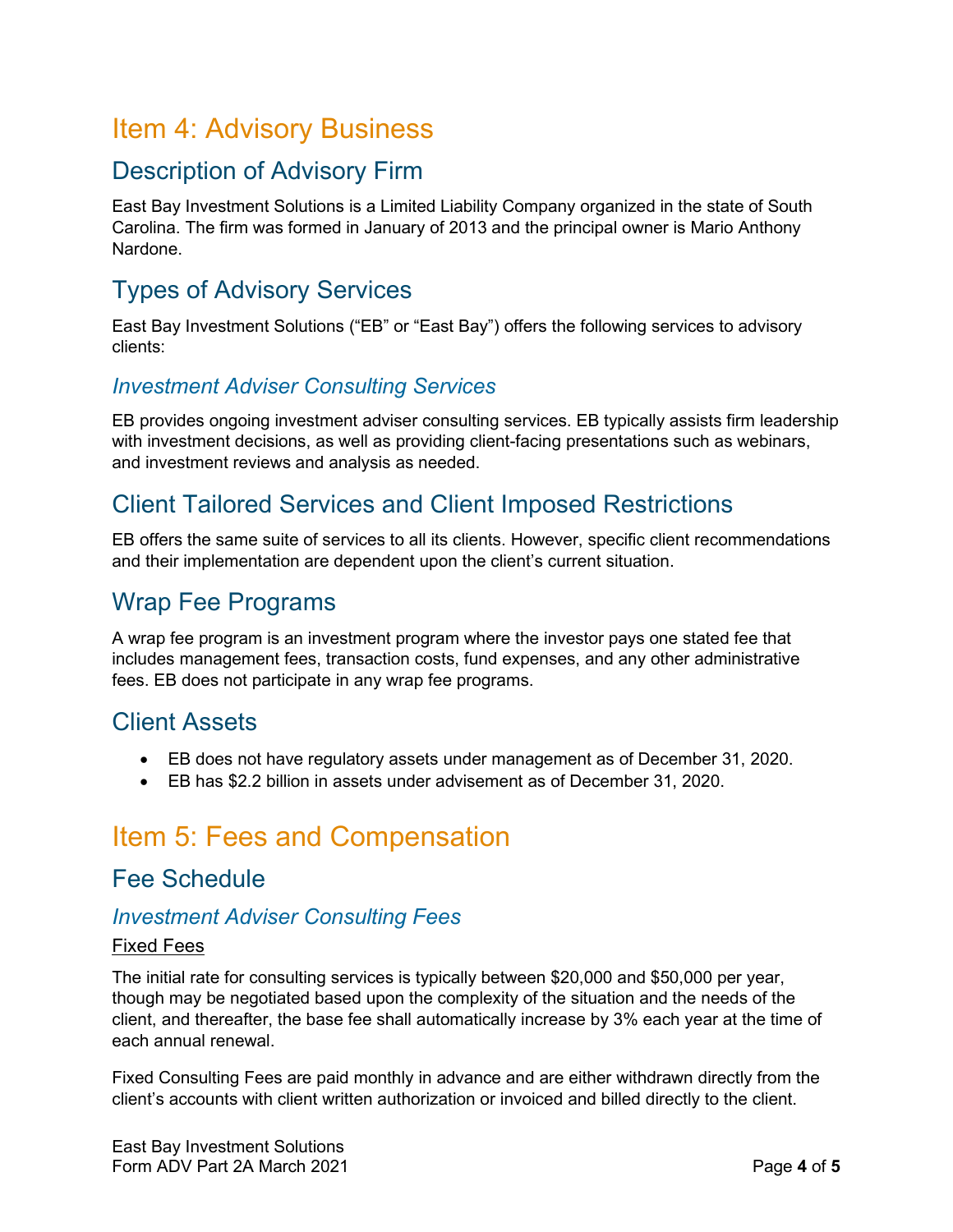# Item 4: Advisory Business

## Description of Advisory Firm

East Bay Investment Solutions is a Limited Liability Company organized in the state of South Carolina. The firm was formed in January of 2013 and the principal owner is Mario Anthony Nardone.

## Types of Advisory Services

East Bay Investment Solutions ("EB" or "East Bay") offers the following services to advisory clients:

### *Investment Adviser Consulting Services*

EB provides ongoing investment adviser consulting services. EB typically assists firm leadership with investment decisions, as well as providing client-facing presentations such as webinars, and investment reviews and analysis as needed.

## Client Tailored Services and Client Imposed Restrictions

EB offers the same suite of services to all its clients. However, specific client recommendations and their implementation are dependent upon the client's current situation.

## Wrap Fee Programs

A wrap fee program is an investment program where the investor pays one stated fee that includes management fees, transaction costs, fund expenses, and any other administrative fees. EB does not participate in any wrap fee programs.

## Client Assets

- EB does not have regulatory assets under management as of December 31, 2020.
- EB has $2.2 billion in assets under advisement as of December 31, 2020.

# Item 5: Fees and Compensation

## Fee Schedule

### *Investment Adviser Consulting Fees*

Fixed Fees

The initial rate for consulting services is typically between $20,000 and $50,000 per year, though may be negotiated based upon the complexity of the situation and the needs of the client, and thereafter, the base fee shall automatically increase by 3% each year at the time of each annual renewal.

Fixed Consulting Fees are paid monthly in advance and are either withdrawn directly from the client's accounts with client written authorization or invoiced and billed directly to the client.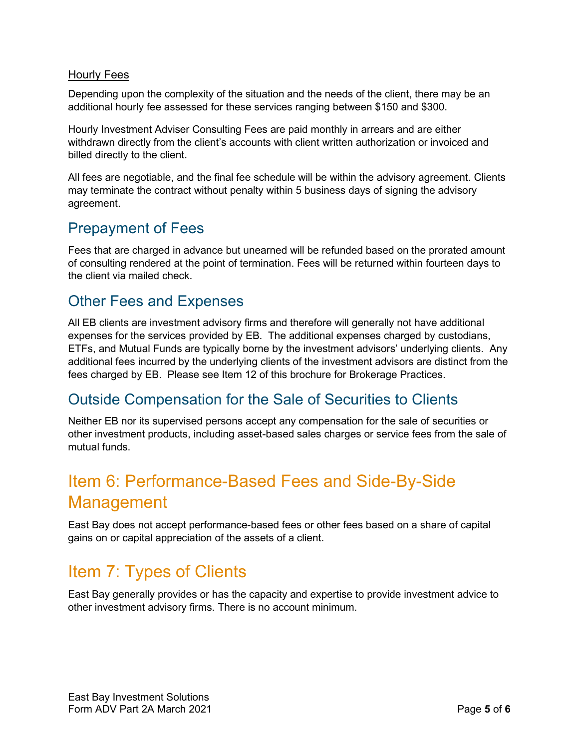Hourly Fees

Depending upon the complexity of the situation and the needs of the client, there may be an additional hourly fee assessed for these services ranging between $150 and $300.

Hourly Investment Adviser Consulting Fees are paid monthly in arrears and are either withdrawn directly from the client's accounts with client written authorization or invoiced and billed directly to the client.

All fees are negotiable, and the final fee schedule will be within the advisory agreement. Clients may terminate the contract without penalty within 5 business days of signing the advisory agreement.

## Prepayment of Fees

Fees that are charged in advance but unearned will be refunded based on the prorated amount of consulting rendered at the point of termination. Fees will be returned within fourteen days to the client via mailed check.

## Other Fees and Expenses

All EB clients are investment advisory firms and therefore will generally not have additional expenses for the services provided by EB. The additional expenses charged by custodians, ETFs, and Mutual Funds are typically borne by the investment advisors' underlying clients. Any additional fees incurred by the underlying clients of the investment advisors are distinct from the fees charged by EB. Please see Item 12 of this brochure for Brokerage Practices.

## Outside Compensation for the Sale of Securities to Clients

Neither EB nor its supervised persons accept any compensation for the sale of securities or other investment products, including asset-based sales charges or service fees from the sale of mutual funds.

# Item 6: Performance-Based Fees and Side-By-Side Management

East Bay does not accept performance-based fees or other fees based on a share of capital gains on or capital appreciation of the assets of a client.

# Item 7: Types of Clients

East Bay generally provides or has the capacity and expertise to provide investment advice to other investment advisory firms. There is no account minimum.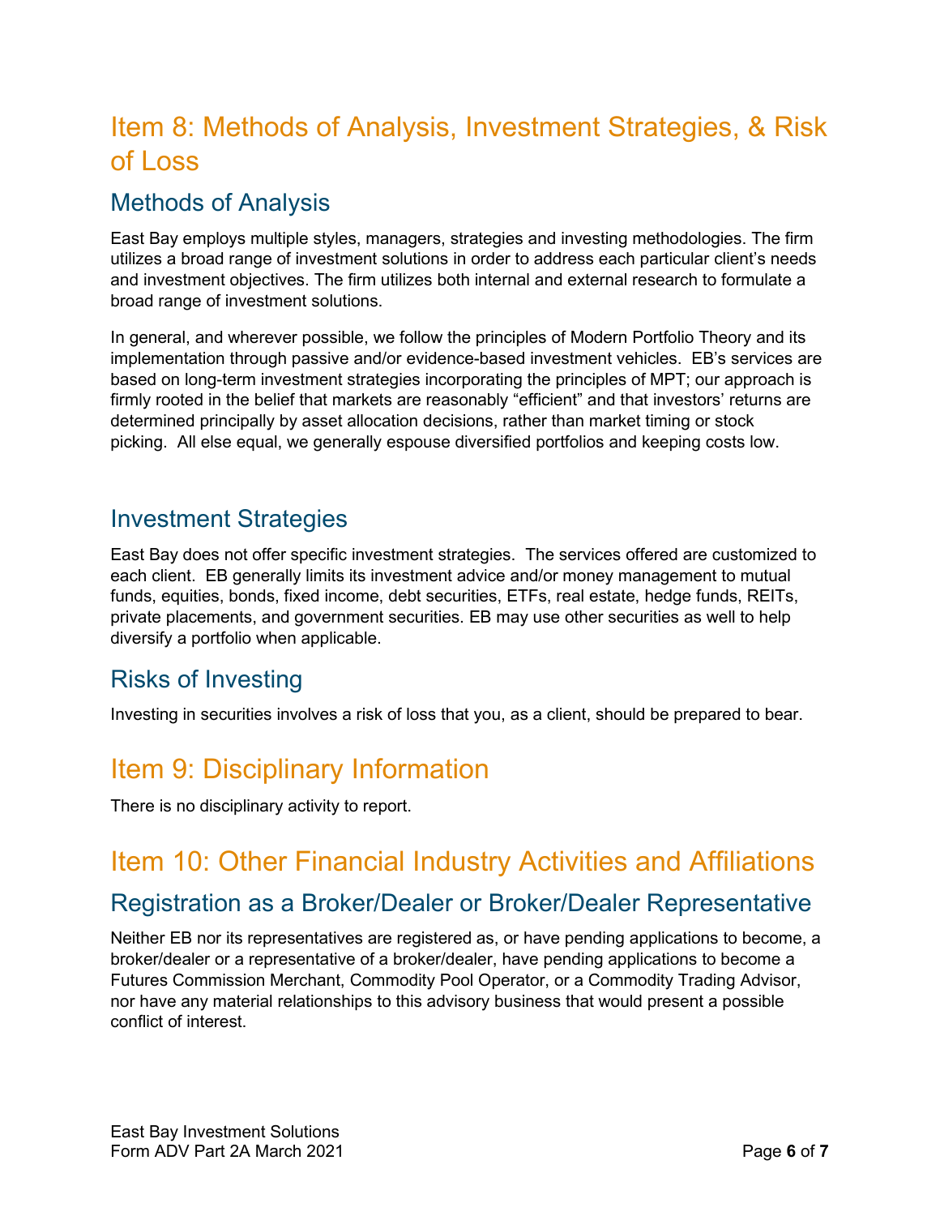# Item 8: Methods of Analysis, Investment Strategies, & Risk of Loss

## Methods of Analysis

East Bay employs multiple styles, managers, strategies and investing methodologies. The firm utilizes a broad range of investment solutions in order to address each particular client's needs and investment objectives. The firm utilizes both internal and external research to formulate a broad range of investment solutions.

In general, and wherever possible, we follow the principles of Modern Portfolio Theory and its implementation through passive and/or evidence-based investment vehicles. EB's services are based on long-term investment strategies incorporating the principles of MPT; our approach is firmly rooted in the belief that markets are reasonably "efficient" and that investors' returns are determined principally by asset allocation decisions, rather than market timing or stock picking. All else equal, we generally espouse diversified portfolios and keeping costs low.

## Investment Strategies

East Bay does not offer specific investment strategies. The services offered are customized to each client. EB generally limits its investment advice and/or money management to mutual funds, equities, bonds, fixed income, debt securities, ETFs, real estate, hedge funds, REITs, private placements, and government securities. EB may use other securities as well to help diversify a portfolio when applicable.

## Risks of Investing

Investing in securities involves a risk of loss that you, as a client, should be prepared to bear.

# Item 9: Disciplinary Information

There is no disciplinary activity to report.

# Item 10: Other Financial Industry Activities and Affiliations

## Registration as a Broker/Dealer or Broker/Dealer Representative

Neither EB nor its representatives are registered as, or have pending applications to become, a broker/dealer or a representative of a broker/dealer, have pending applications to become a Futures Commission Merchant, Commodity Pool Operator, or a Commodity Trading Advisor, nor have any material relationships to this advisory business that would present a possible conflict of interest.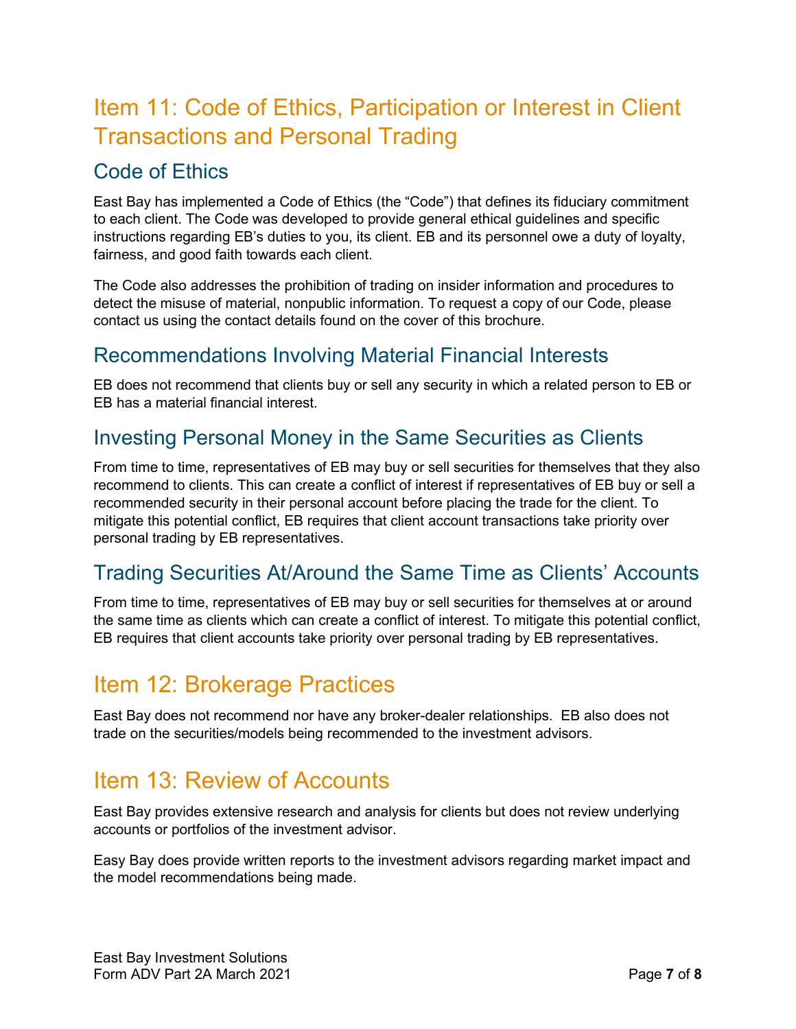# Item 11: Code of Ethics, Participation or Interest in Client Transactions and Personal Trading

## Code of Ethics

East Bay has implemented a Code of Ethics (the "Code") that defines its fiduciary commitment to each client. The Code was developed to provide general ethical guidelines and specific instructions regarding EB's duties to you, its client. EB and its personnel owe a duty of loyalty, fairness, and good faith towards each client.

The Code also addresses the prohibition of trading on insider information and procedures to detect the misuse of material, nonpublic information. To request a copy of our Code, please contact us using the contact details found on the cover of this brochure.

## Recommendations Involving Material Financial Interests

EB does not recommend that clients buy or sell any security in which a related person to EB or EB has a material financial interest.

## Investing Personal Money in the Same Securities as Clients

From time to time, representatives of EB may buy or sell securities for themselves that they also recommend to clients. This can create a conflict of interest if representatives of EB buy or sell a recommended security in their personal account before placing the trade for the client. To mitigate this potential conflict, EB requires that client account transactions take priority over personal trading by EB representatives.

## Trading Securities At/Around the Same Time as Clients' Accounts

From time to time, representatives of EB may buy or sell securities for themselves at or around the same time as clients which can create a conflict of interest. To mitigate this potential conflict, EB requires that client accounts take priority over personal trading by EB representatives.

# Item 12: Brokerage Practices

East Bay does not recommend nor have any broker-dealer relationships. EB also does not trade on the securities/models being recommended to the investment advisors.

# Item 13: Review of Accounts

East Bay provides extensive research and analysis for clients but does not review underlying accounts or portfolios of the investment advisor.

Easy Bay does provide written reports to the investment advisors regarding market impact and the model recommendations being made.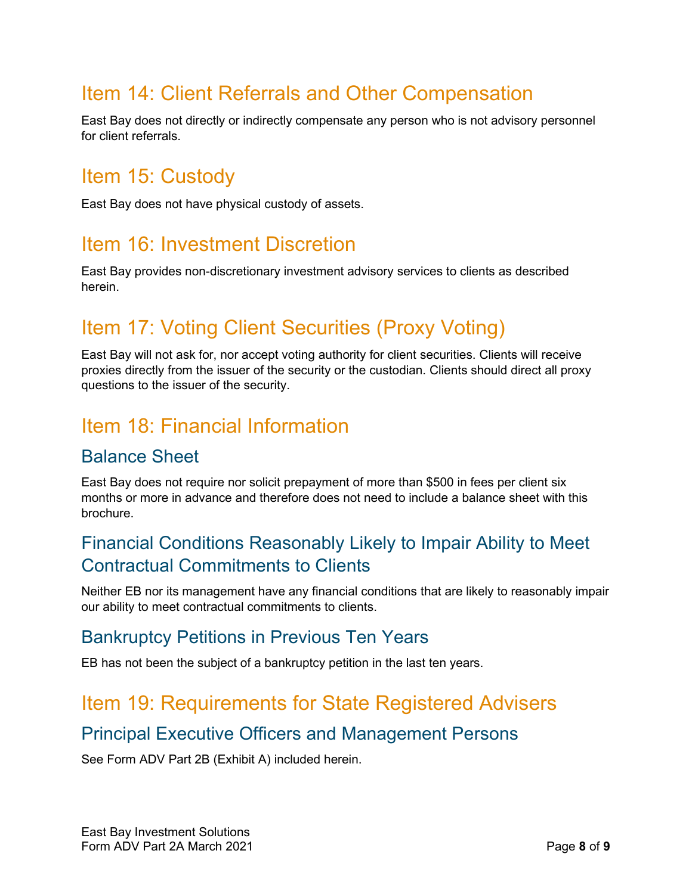## Item 14: Client Referrals and Other Compensation

East Bay does not directly or indirectly compensate any person who is not advisory personnel for client referrals.

## Item 15: Custody

East Bay does not have physical custody of assets.

## Item 16: Investment Discretion

East Bay provides non-discretionary investment advisory services to clients as described herein.

## Item 17: Voting Client Securities (Proxy Voting)

East Bay will not ask for, nor accept voting authority for client securities. Clients will receive proxies directly from the issuer of the security or the custodian. Clients should direct all proxy questions to the issuer of the security.

## Item 18: Financial Information

### Balance Sheet

East Bay does not require nor solicit prepayment of more than $500 in fees per client six months or more in advance and therefore does not need to include a balance sheet with this brochure.

### Financial Conditions Reasonably Likely to Impair Ability to Meet Contractual Commitments to Clients

Neither EB nor its management have any financial conditions that are likely to reasonably impair our ability to meet contractual commitments to clients.

### Bankruptcy Petitions in Previous Ten Years

EB has not been the subject of a bankruptcy petition in the last ten years.

## Item 19: Requirements for State Registered Advisers

### Principal Executive Officers and Management Persons

See Form ADV Part 2B (Exhibit A) included herein.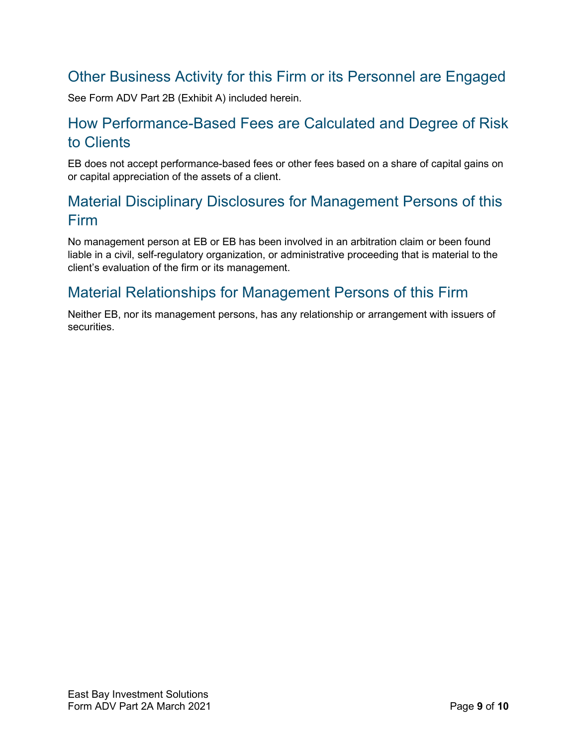## Other Business Activity for this Firm or its Personnel are Engaged

See Form ADV Part 2B (Exhibit A) included herein.

## How Performance-Based Fees are Calculated and Degree of Risk to Clients

EB does not accept performance-based fees or other fees based on a share of capital gains on or capital appreciation of the assets of a client.

## Material Disciplinary Disclosures for Management Persons of this Firm

No management person at EB or EB has been involved in an arbitration claim or been found liable in a civil, self-regulatory organization, or administrative proceeding that is material to the client's evaluation of the firm or its management.

## Material Relationships for Management Persons of this Firm

Neither EB, nor its management persons, has any relationship or arrangement with issuers of securities.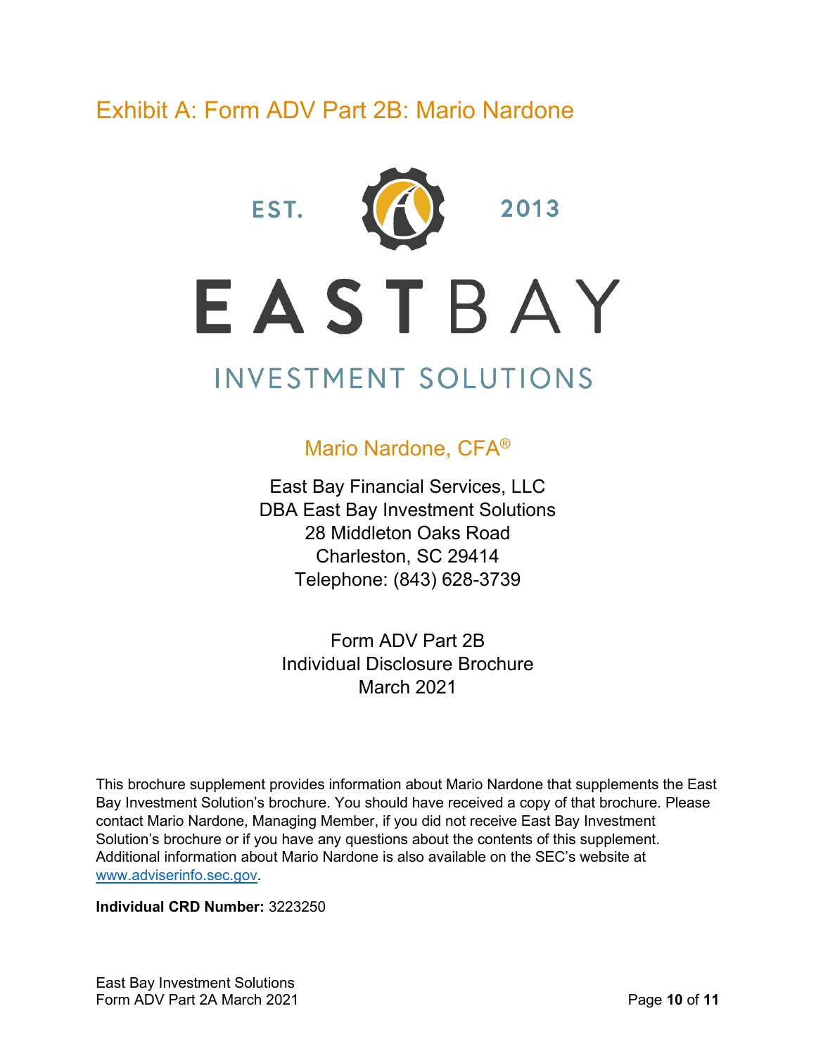# Exhibit A: Form ADV Part 2B: Mario Nardone

EST. 2013

EASTBAY

INVESTMENT SOLUTIONS

## Mario Nardone, CFA®

East Bay Financial Services, LLC
DBA East Bay Investment Solutions
28 Middleton Oaks Road
Charleston, SC 29414
Telephone: (843) 628-3739

Form ADV Part 2B
Individual Disclosure Brochure
March 2021

This brochure supplement provides information about Mario Nardone that supplements the East Bay Investment Solution's brochure. You should have received a copy of that brochure. Please contact Mario Nardone, Managing Member, if you did not receive East Bay Investment Solution's brochure or if you have any questions about the contents of this supplement. Additional information about Mario Nardone is also available on the SEC's website at www.adviserinfo.sec.gov.

**Individual CRD Number:** 3223250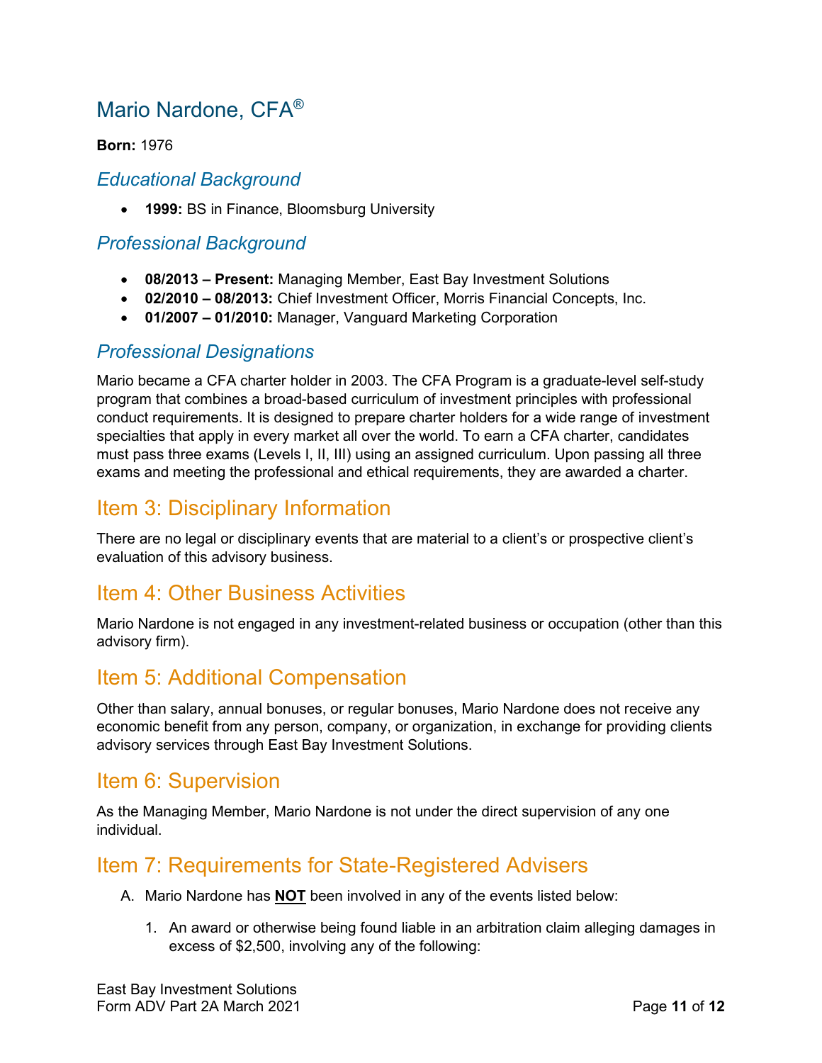## Mario Nardone, CFA®

**Born:** 1976

### *Educational Background*

- **1999:** BS in Finance, Bloomsburg University

### *Professional Background*

- **08/2013 – Present:** Managing Member, East Bay Investment Solutions
- **02/2010 – 08/2013:** Chief Investment Officer, Morris Financial Concepts, Inc.
- **01/2007 – 01/2010:** Manager, Vanguard Marketing Corporation

### *Professional Designations*

Mario became a CFA charter holder in 2003. The CFA Program is a graduate-level self-study program that combines a broad-based curriculum of investment principles with professional conduct requirements. It is designed to prepare charter holders for a wide range of investment specialties that apply in every market all over the world. To earn a CFA charter, candidates must pass three exams (Levels I, II, III) using an assigned curriculum. Upon passing all three exams and meeting the professional and ethical requirements, they are awarded a charter.

## Item 3: Disciplinary Information

There are no legal or disciplinary events that are material to a client's or prospective client's evaluation of this advisory business.

## Item 4: Other Business Activities

Mario Nardone is not engaged in any investment-related business or occupation (other than this advisory firm).

## Item 5: Additional Compensation

Other than salary, annual bonuses, or regular bonuses, Mario Nardone does not receive any economic benefit from any person, company, or organization, in exchange for providing clients advisory services through East Bay Investment Solutions.

## Item 6: Supervision

As the Managing Member, Mario Nardone is not under the direct supervision of any one individual.

## Item 7: Requirements for State-Registered Advisers

A. Mario Nardone has **NOT** been involved in any of the events listed below:

   1. An award or otherwise being found liable in an arbitration claim alleging damages in excess of $2,500, involving any of the following: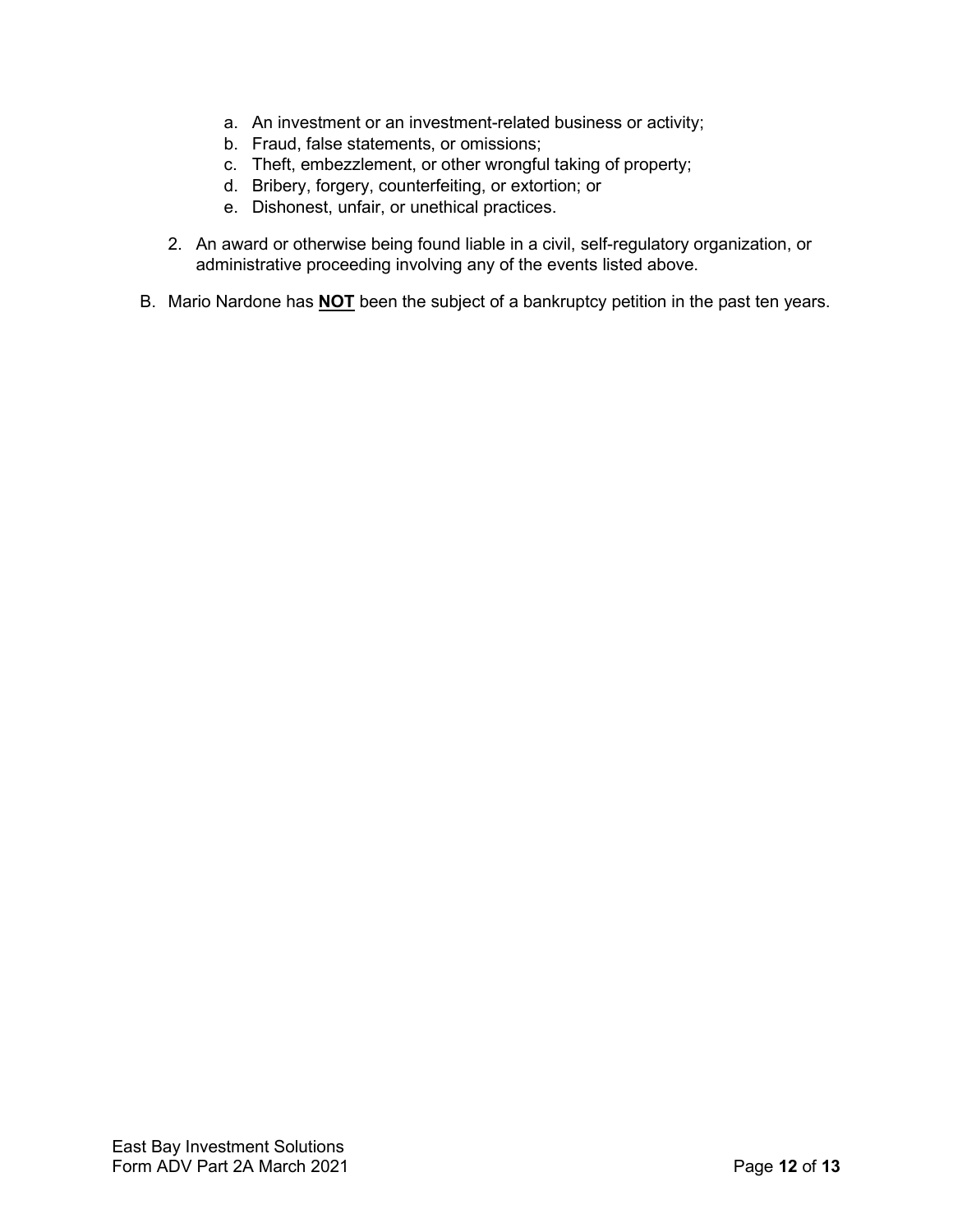a. An investment or an investment-related business or activity;
   b. Fraud, false statements, or omissions;
   c. Theft, embezzlement, or other wrongful taking of property;
   d. Bribery, forgery, counterfeiting, or extortion; or
   e. Dishonest, unfair, or unethical practices.

2. An award or otherwise being found liable in a civil, self-regulatory organization, or administrative proceeding involving any of the events listed above.

B. Mario Nardone has **NOT** been the subject of a bankruptcy petition in the past ten years.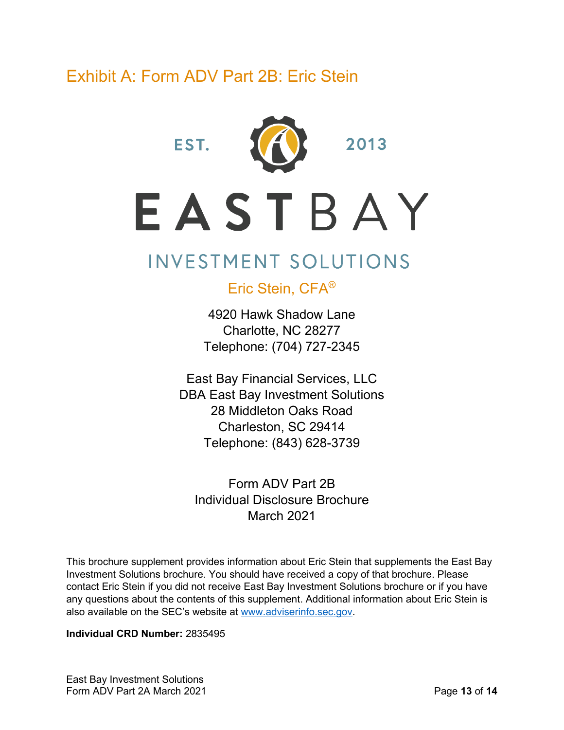# Exhibit A: Form ADV Part 2B: Eric Stein

EST. 2013

EASTBAY

INVESTMENT SOLUTIONS

Eric Stein, CFA®

4920 Hawk Shadow Lane
Charlotte, NC 28277
Telephone: (704) 727-2345

East Bay Financial Services, LLC
DBA East Bay Investment Solutions
28 Middleton Oaks Road
Charleston, SC 29414
Telephone: (843) 628-3739

Form ADV Part 2B
Individual Disclosure Brochure
March 2021

This brochure supplement provides information about Eric Stein that supplements the East Bay Investment Solutions brochure. You should have received a copy of that brochure. Please contact Eric Stein if you did not receive East Bay Investment Solutions brochure or if you have any questions about the contents of this supplement. Additional information about Eric Stein is also available on the SEC's website at www.adviserinfo.sec.gov.

**Individual CRD Number:** 2835495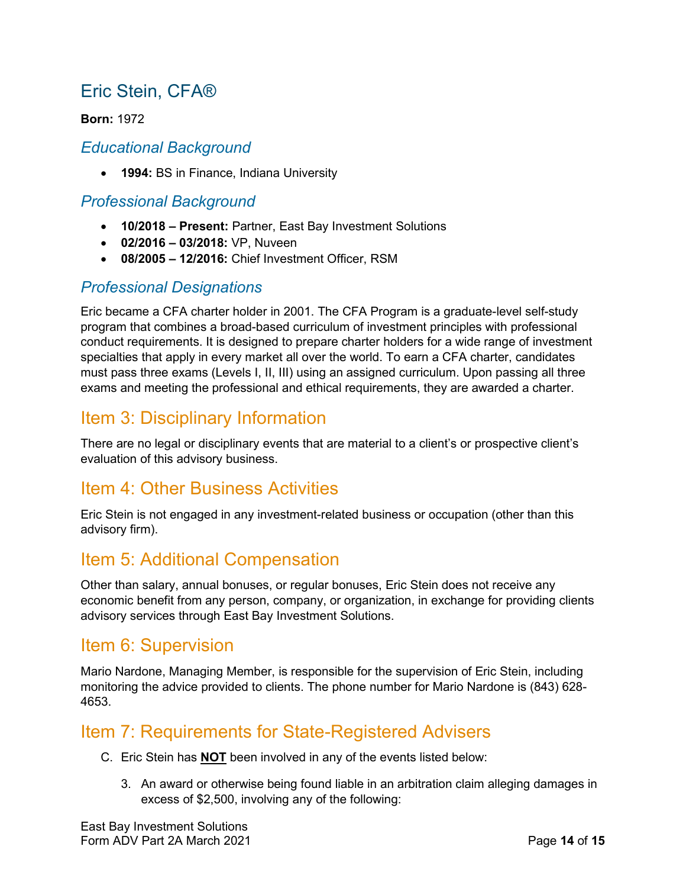## Eric Stein, CFA®

**Born:** 1972

### *Educational Background*

- **1994:** BS in Finance, Indiana University

### *Professional Background*

- **10/2018 – Present:** Partner, East Bay Investment Solutions
- **02/2016 – 03/2018:** VP, Nuveen
- **08/2005 – 12/2016:** Chief Investment Officer, RSM

### *Professional Designations*

Eric became a CFA charter holder in 2001. The CFA Program is a graduate-level self-study program that combines a broad-based curriculum of investment principles with professional conduct requirements. It is designed to prepare charter holders for a wide range of investment specialties that apply in every market all over the world. To earn a CFA charter, candidates must pass three exams (Levels I, II, III) using an assigned curriculum. Upon passing all three exams and meeting the professional and ethical requirements, they are awarded a charter.

## Item 3: Disciplinary Information

There are no legal or disciplinary events that are material to a client's or prospective client's evaluation of this advisory business.

## Item 4: Other Business Activities

Eric Stein is not engaged in any investment-related business or occupation (other than this advisory firm).

## Item 5: Additional Compensation

Other than salary, annual bonuses, or regular bonuses, Eric Stein does not receive any economic benefit from any person, company, or organization, in exchange for providing clients advisory services through East Bay Investment Solutions.

## Item 6: Supervision

Mario Nardone, Managing Member, is responsible for the supervision of Eric Stein, including monitoring the advice provided to clients. The phone number for Mario Nardone is (843) 628-4653.

## Item 7: Requirements for State-Registered Advisers

C. Eric Stein has **NOT** been involved in any of the events listed below:

   3. An award or otherwise being found liable in an arbitration claim alleging damages in excess of $2,500, involving any of the following: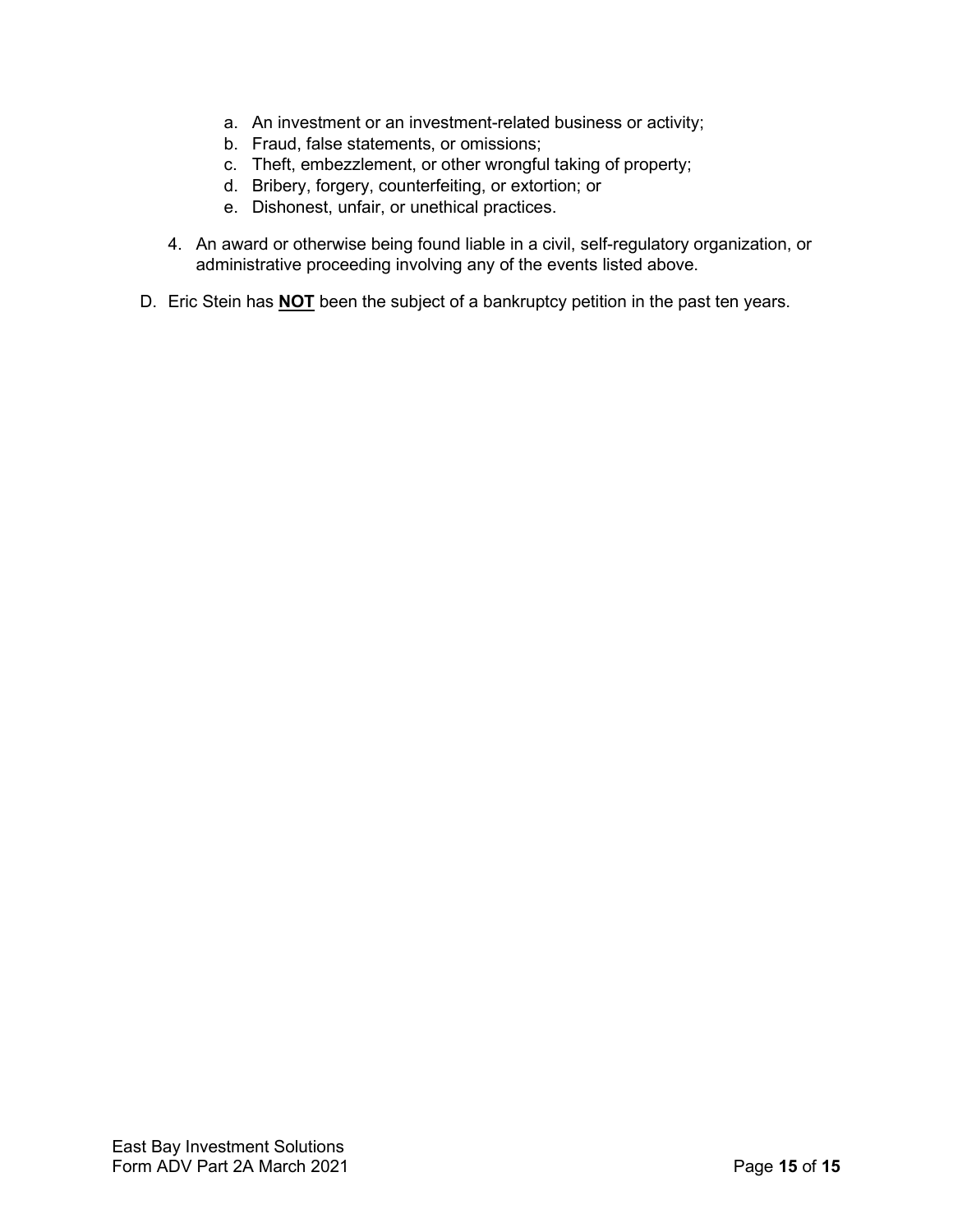a. An investment or an investment-related business or activity;
   b. Fraud, false statements, or omissions;
   c. Theft, embezzlement, or other wrongful taking of property;
   d. Bribery, forgery, counterfeiting, or extortion; or
   e. Dishonest, unfair, or unethical practices.

4. An award or otherwise being found liable in a civil, self-regulatory organization, or administrative proceeding involving any of the events listed above.

D. Eric Stein has **NOT** been the subject of a bankruptcy petition in the past ten years.